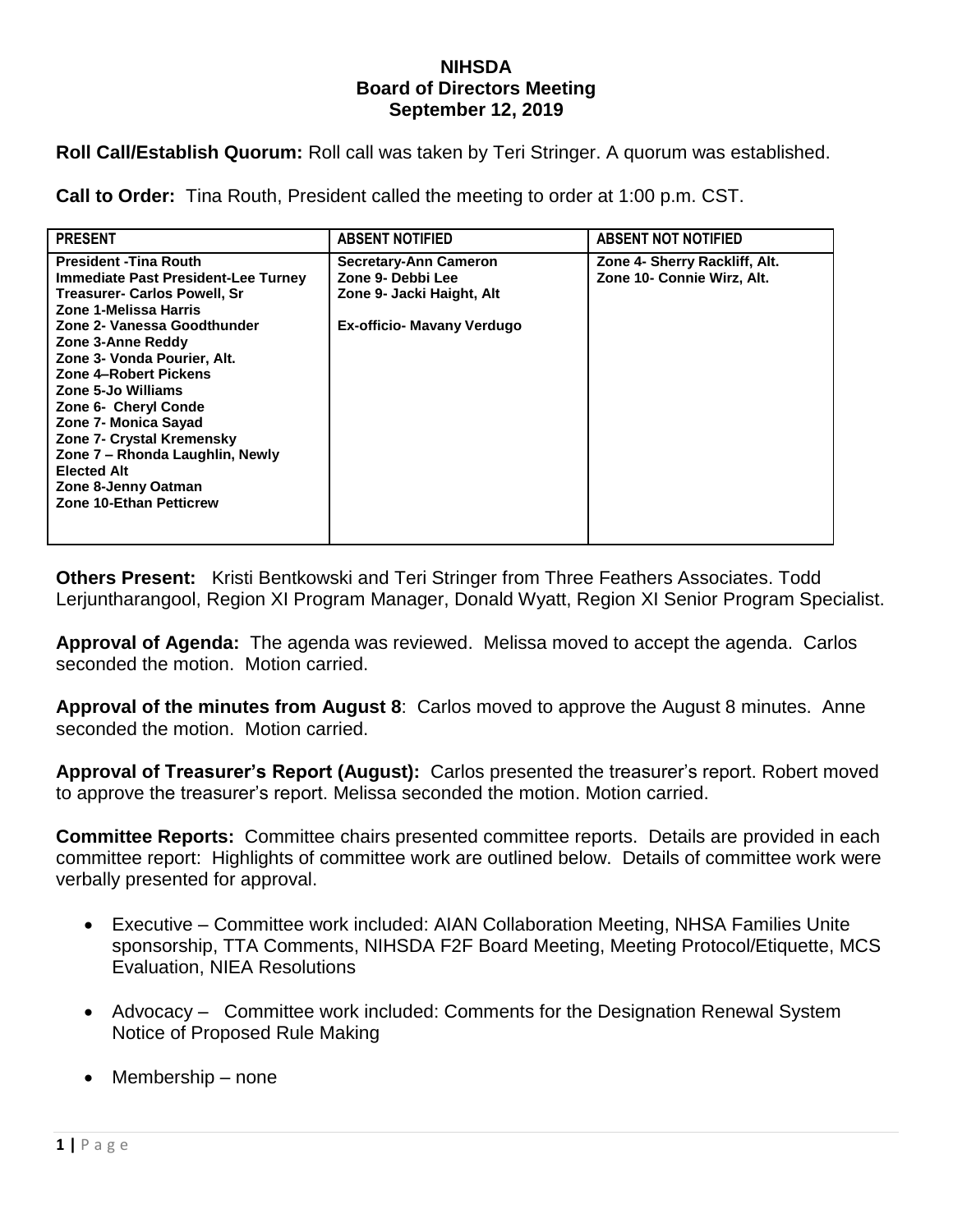**NIHSDA**
**Board of Directors Meeting**
**September 12, 2019**

**Roll Call/Establish Quorum:** Roll call was taken by Teri Stringer. A quorum was established.

**Call to Order:** Tina Routh, President called the meeting to order at 1:00 p.m. CST.

| PRESENT | ABSENT NOTIFIED | ABSENT NOT NOTIFIED |
|---|---|---|
| President -Tina Routh<br>Immediate Past President-Lee Turney<br>Treasurer- Carlos Powell, Sr<br>Zone 1-Melissa Harris<br>Zone 2- Vanessa Goodthunder<br>Zone 3-Anne Reddy<br>Zone 3- Vonda Pourier, Alt.<br>Zone 4–Robert Pickens<br>Zone 5-Jo Williams<br>Zone 6- Cheryl Conde<br>Zone 7- Monica Sayad<br>Zone 7- Crystal Kremensky<br>Zone 7 – Rhonda Laughlin, Newly Elected Alt<br>Zone 8-Jenny Oatman<br>Zone 10-Ethan Petticrew | Secretary-Ann Cameron<br>Zone 9- Debbi Lee<br>Zone 9- Jacki Haight, Alt<br><br>Ex-officio- Mavany Verdugo | Zone 4- Sherry Rackliff, Alt.<br>Zone 10- Connie Wirz, Alt. |

**Others Present:** Kristi Bentkowski and Teri Stringer from Three Feathers Associates. Todd Lerjuntharangool, Region XI Program Manager, Donald Wyatt, Region XI Senior Program Specialist.

**Approval of Agenda:** The agenda was reviewed. Melissa moved to accept the agenda. Carlos seconded the motion. Motion carried.

**Approval of the minutes from August 8**: Carlos moved to approve the August 8 minutes. Anne seconded the motion. Motion carried.

**Approval of Treasurer's Report (August):** Carlos presented the treasurer's report. Robert moved to approve the treasurer's report. Melissa seconded the motion. Motion carried.

**Committee Reports:** Committee chairs presented committee reports. Details are provided in each committee report: Highlights of committee work are outlined below. Details of committee work were verbally presented for approval.

- Executive – Committee work included: AIAN Collaboration Meeting, NHSA Families Unite sponsorship, TTA Comments, NIHSDA F2F Board Meeting, Meeting Protocol/Etiquette, MCS Evaluation, NIEA Resolutions
- Advocacy – Committee work included: Comments for the Designation Renewal System Notice of Proposed Rule Making
- Membership – none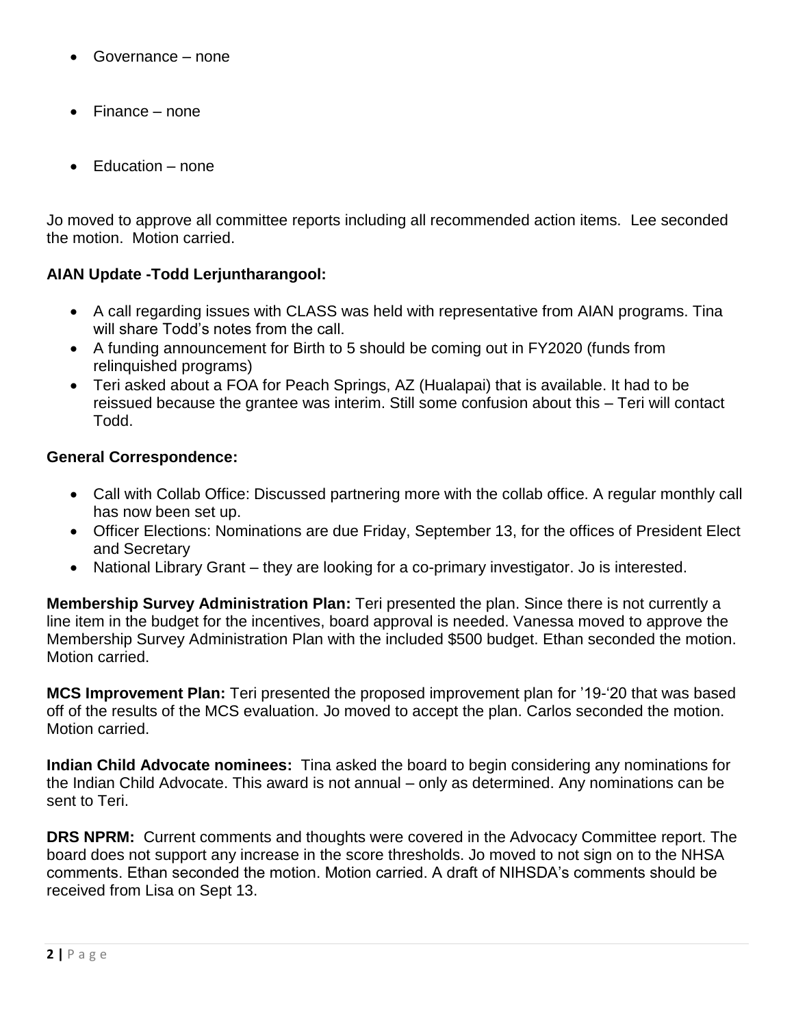- Governance – none
- Finance – none
- Education – none

Jo moved to approve all committee reports including all recommended action items. Lee seconded the motion. Motion carried.

**AIAN Update -Todd Lerjuntharangool:**

- A call regarding issues with CLASS was held with representative from AIAN programs. Tina will share Todd's notes from the call.
- A funding announcement for Birth to 5 should be coming out in FY2020 (funds from relinquished programs)
- Teri asked about a FOA for Peach Springs, AZ (Hualapai) that is available. It had to be reissued because the grantee was interim. Still some confusion about this – Teri will contact Todd.

**General Correspondence:**

- Call with Collab Office: Discussed partnering more with the collab office. A regular monthly call has now been set up.
- Officer Elections: Nominations are due Friday, September 13, for the offices of President Elect and Secretary
- National Library Grant – they are looking for a co-primary investigator. Jo is interested.

**Membership Survey Administration Plan:** Teri presented the plan. Since there is not currently a line item in the budget for the incentives, board approval is needed. Vanessa moved to approve the Membership Survey Administration Plan with the included $500 budget. Ethan seconded the motion. Motion carried.

**MCS Improvement Plan:** Teri presented the proposed improvement plan for '19-'20 that was based off of the results of the MCS evaluation. Jo moved to accept the plan. Carlos seconded the motion. Motion carried.

**Indian Child Advocate nominees:** Tina asked the board to begin considering any nominations for the Indian Child Advocate. This award is not annual – only as determined. Any nominations can be sent to Teri.

**DRS NPRM:** Current comments and thoughts were covered in the Advocacy Committee report. The board does not support any increase in the score thresholds. Jo moved to not sign on to the NHSA comments. Ethan seconded the motion. Motion carried. A draft of NIHSDA's comments should be received from Lisa on Sept 13.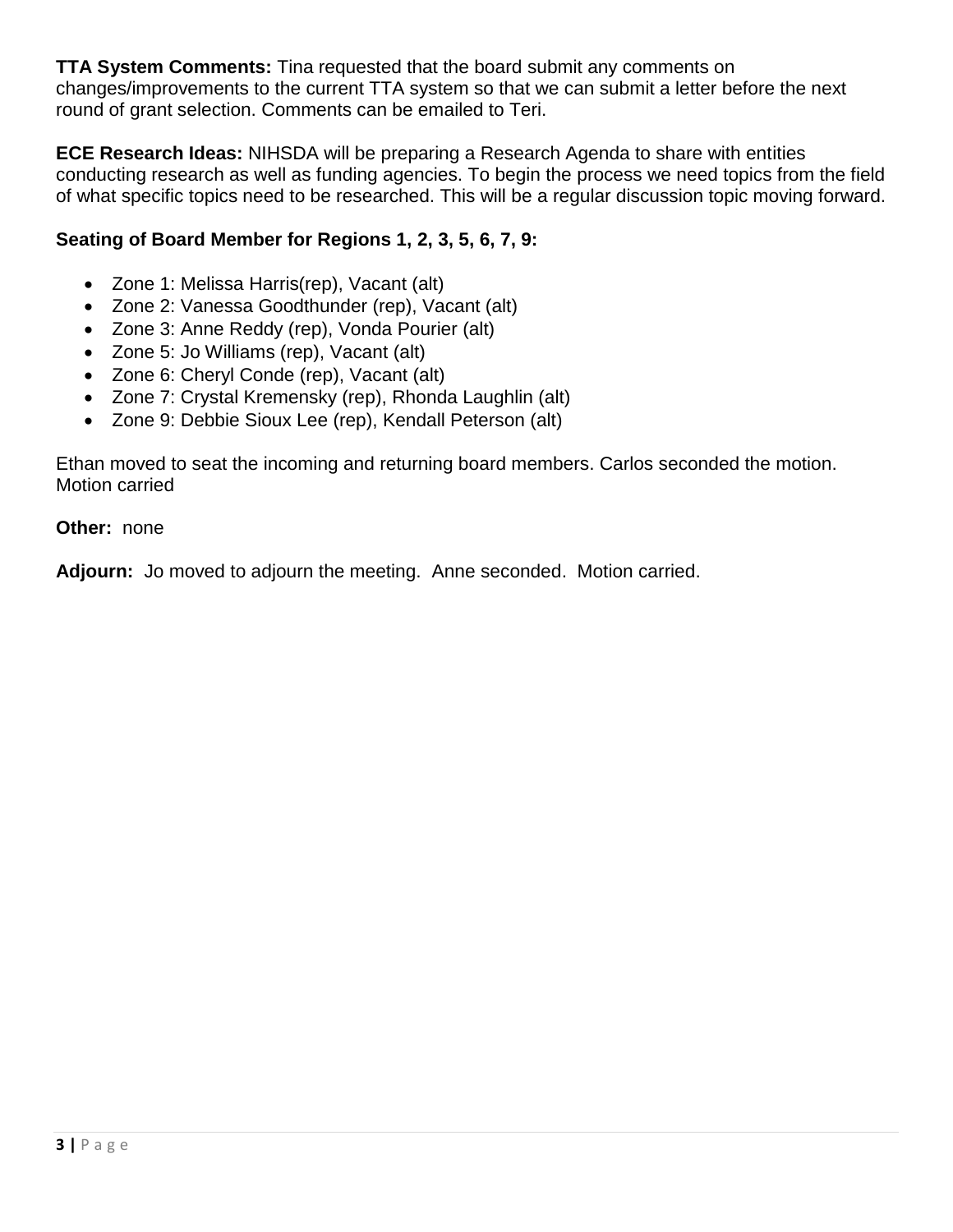**TTA System Comments:** Tina requested that the board submit any comments on changes/improvements to the current TTA system so that we can submit a letter before the next round of grant selection. Comments can be emailed to Teri.

**ECE Research Ideas:** NIHSDA will be preparing a Research Agenda to share with entities conducting research as well as funding agencies. To begin the process we need topics from the field of what specific topics need to be researched. This will be a regular discussion topic moving forward.

**Seating of Board Member for Regions 1, 2, 3, 5, 6, 7, 9:**

- Zone 1: Melissa Harris(rep), Vacant (alt)
- Zone 2: Vanessa Goodthunder (rep), Vacant (alt)
- Zone 3: Anne Reddy (rep), Vonda Pourier (alt)
- Zone 5: Jo Williams (rep), Vacant (alt)
- Zone 6: Cheryl Conde (rep), Vacant (alt)
- Zone 7: Crystal Kremensky (rep), Rhonda Laughlin (alt)
- Zone 9: Debbie Sioux Lee (rep), Kendall Peterson (alt)

Ethan moved to seat the incoming and returning board members. Carlos seconded the motion. Motion carried

**Other:** none

**Adjourn:** Jo moved to adjourn the meeting. Anne seconded. Motion carried.